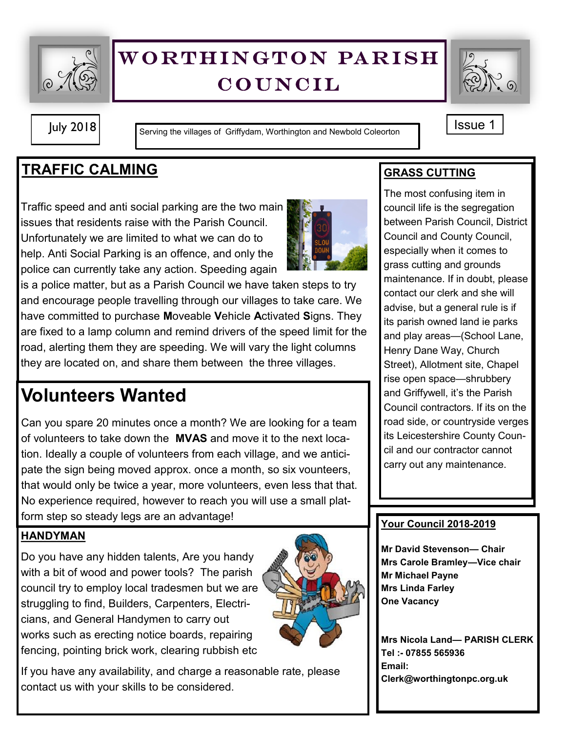# WORTHINGTON PARISH COUNCIL

July 2018

Serving the villages of Griffydam, Worthington and Newbold Coleorton

Issue 1

## TRAFFIC CALMING

Traffic speed and anti social parking are the two main issues that residents raise with the Parish Council. Unfortunately we are limited to what we can do to help. Anti Social Parking is an offence, and only the police can currently take any action. Speeding again is a police matter, but as a Parish Council we have taken steps to try and encourage people travelling through our villages to take care. We have committed to purchase **M**oveable **V**ehicle **A**ctivated **S**igns. They are fixed to a lamp column and remind drivers of the speed limit for the road, alerting them they are speeding. We will vary the light columns they are located on, and share them between the three villages.

## Volunteers Wanted

Can you spare 20 minutes once a month? We are looking for a team of volunteers to take down the **MVAS** and move it to the next location. Ideally a couple of volunteers from each village, and we anticipate the sign being moved approx. once a month, so six vounteers, that would only be twice a year, more volunteers, even less that that. No experience required, however to reach you will use a small platform step so steady legs are an advantage!

## HANDYMAN

Do you have any hidden talents, Are you handy with a bit of wood and power tools? The parish council try to employ local tradesmen but we are struggling to find, Builders, Carpenters, Electricians, and General Handymen to carry out works such as erecting notice boards, repairing fencing, pointing brick work, clearing rubbish etc

If you have any availability, and charge a reasonable rate, please contact us with your skills to be considered.

## GRASS CUTTING

The most confusing item in council life is the segregation between Parish Council, District Council and County Council, especially when it comes to grass cutting and grounds maintenance. If in doubt, please contact our clerk and she will advise, but a general rule is if its parish owned land ie parks and play areas—(School Lane, Henry Dane Way, Church Street), Allotment site, Chapel rise open space—shrubbery and Griffywell, it's the Parish Council contractors. If its on the road side, or countryside verges its Leicestershire County Council and our contractor cannot carry out any maintenance.

## Your Council 2018-2019

**Mr David Stevenson— Chair**
**Mrs Carole Bramley—Vice chair**
**Mr Michael Payne**
**Mrs Linda Farley**
**One Vacancy**

**Mrs Nicola Land— PARISH CLERK**
**Tel :- 07855 565936**
**Email:**
**Clerk@worthingtonpc.org.uk**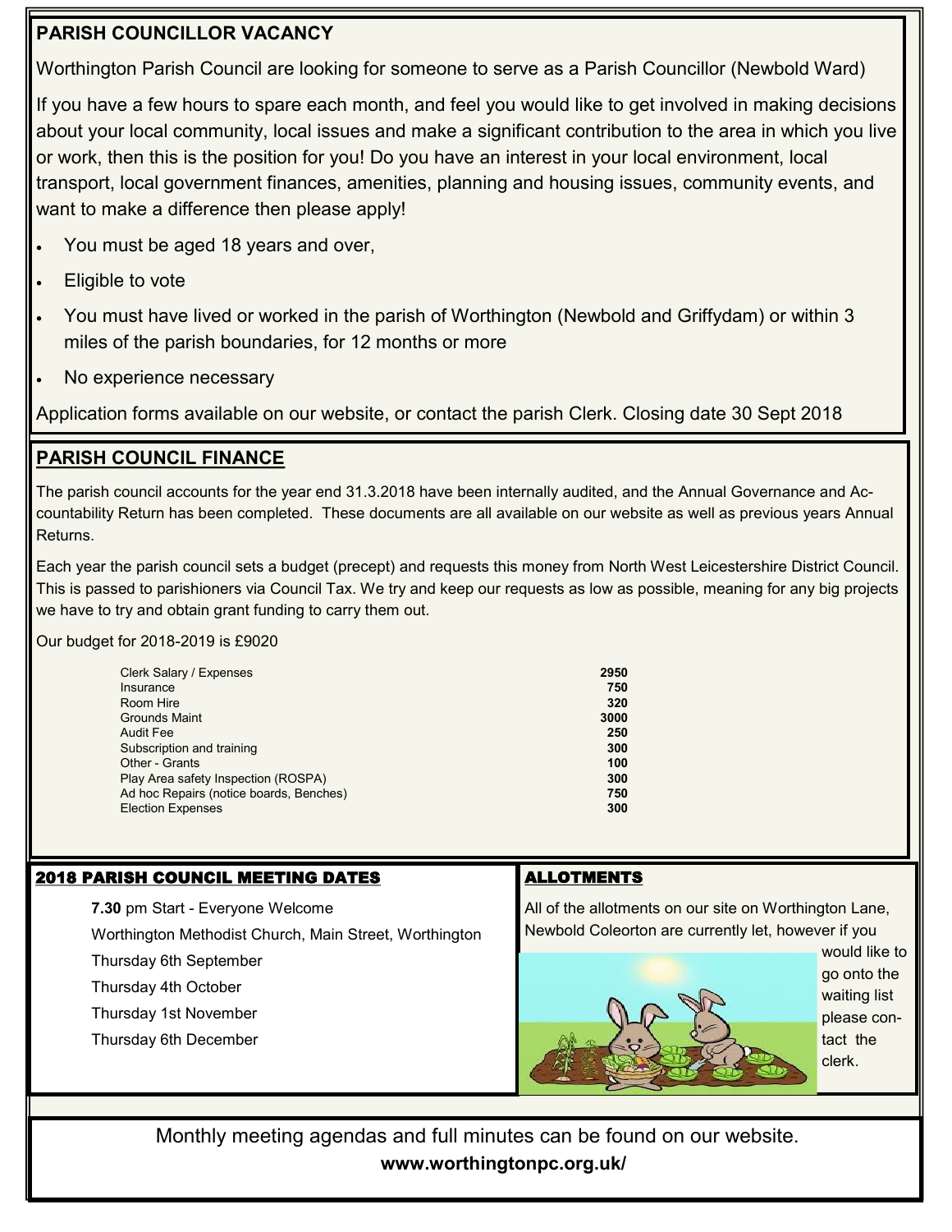## PARISH COUNCILLOR VACANCY

Worthington Parish Council are looking for someone to serve as a Parish Councillor (Newbold Ward)

If you have a few hours to spare each month, and feel you would like to get involved in making decisions about your local community, local issues and make a significant contribution to the area in which you live or work, then this is the position for you! Do you have an interest in your local environment, local transport, local government finances, amenities, planning and housing issues, community events, and want to make a difference then please apply!

- You must be aged 18 years and over,
- Eligible to vote
- You must have lived or worked in the parish of Worthington (Newbold and Griffydam) or within 3 miles of the parish boundaries, for 12 months or more
- No experience necessary

Application forms available on our website, or contact the parish Clerk. Closing date 30 Sept 2018

## PARISH COUNCIL FINANCE

The parish council accounts for the year end 31.3.2018 have been internally audited, and the Annual Governance and Accountability Return has been completed. These documents are all available on our website as well as previous years Annual Returns.

Each year the parish council sets a budget (precept) and requests this money from North West Leicestershire District Council. This is passed to parishioners via Council Tax. We try and keep our requests as low as possible, meaning for any big projects we have to try and obtain grant funding to carry them out.

Our budget for 2018-2019 is £9020

| | |
|---|---|
| Clerk Salary / Expenses | **2950** |
| Insurance | **750** |
| Room Hire | **320** |
| Grounds Maint | **3000** |
| Audit Fee | **250** |
| Subscription and training | **300** |
| Other - Grants | **100** |
| Play Area safety Inspection (ROSPA) | **300** |
| Ad hoc Repairs (notice boards, Benches) | **750** |
| Election Expenses | **300** |

## 2018 PARISH COUNCIL MEETING DATES

**7.30** pm Start - Everyone Welcome

Worthington Methodist Church, Main Street, Worthington

Thursday 6th September

Thursday 4th October

Thursday 1st November

Thursday 6th December

## ALLOTMENTS

All of the allotments on our site on Worthington Lane, Newbold Coleorton are currently let, however if you would like to go onto the waiting list please contact the clerk.

Monthly meeting agendas and full minutes can be found on our website.

**www.worthingtonpc.org.uk/**